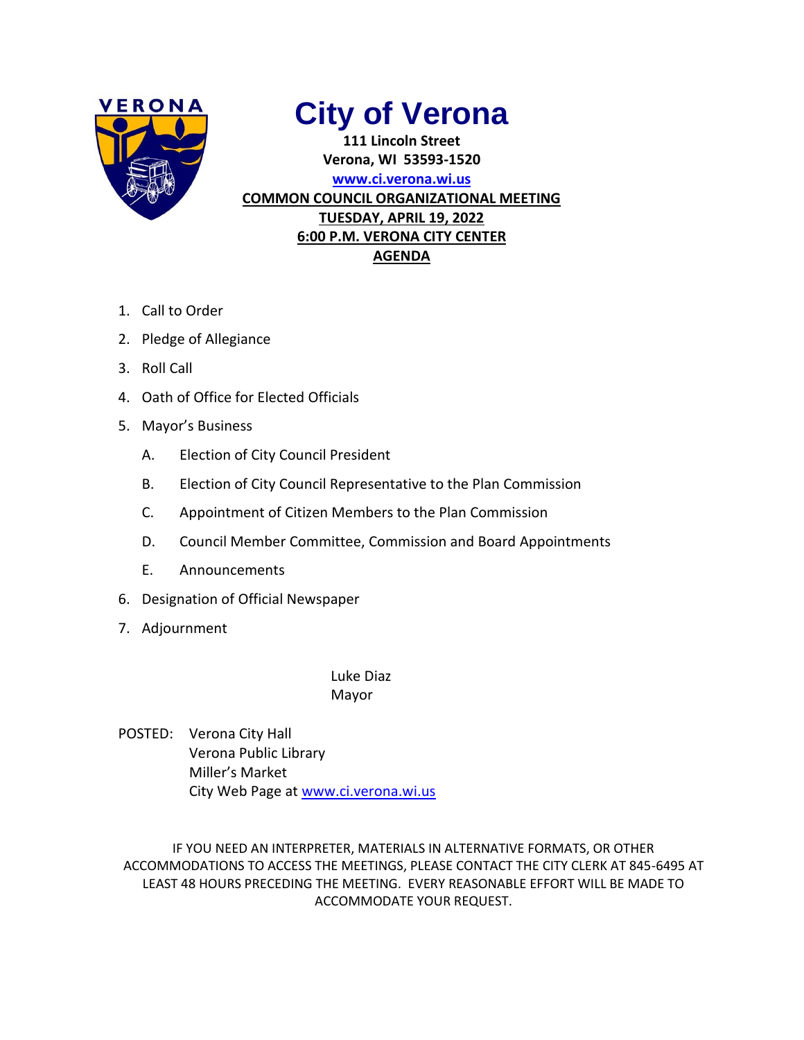# City of Verona

**111 Lincoln Street**
**Verona, WI 53593-1520**
**www.ci.verona.wi.us**

**COMMON COUNCIL ORGANIZATIONAL MEETING**
**TUESDAY, APRIL 19, 2022**
**6:00 P.M. VERONA CITY CENTER**
**AGENDA**

1. Call to Order
2. Pledge of Allegiance
3. Roll Call
4. Oath of Office for Elected Officials
5. Mayor's Business
   - A. Election of City Council President
   - B. Election of City Council Representative to the Plan Commission
   - C. Appointment of Citizen Members to the Plan Commission
   - D. Council Member Committee, Commission and Board Appointments
   - E. Announcements
6. Designation of Official Newspaper
7. Adjournment

Luke Diaz
Mayor

POSTED: Verona City Hall
Verona Public Library
Miller's Market
City Web Page at www.ci.verona.wi.us

IF YOU NEED AN INTERPRETER, MATERIALS IN ALTERNATIVE FORMATS, OR OTHER ACCOMMODATIONS TO ACCESS THE MEETINGS, PLEASE CONTACT THE CITY CLERK AT 845-6495 AT LEAST 48 HOURS PRECEDING THE MEETING. EVERY REASONABLE EFFORT WILL BE MADE TO ACCOMMODATE YOUR REQUEST.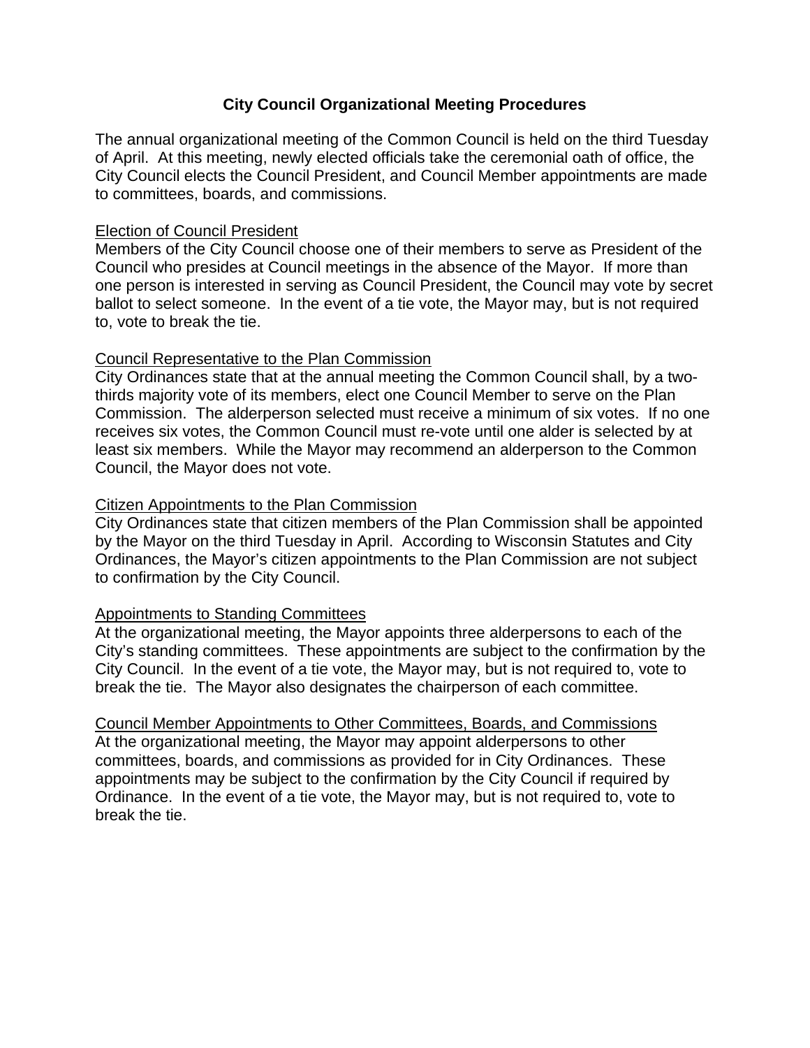# City Council Organizational Meeting Procedures

The annual organizational meeting of the Common Council is held on the third Tuesday of April. At this meeting, newly elected officials take the ceremonial oath of office, the City Council elects the Council President, and Council Member appointments are made to committees, boards, and commissions.

<u>Election of Council President</u>

Members of the City Council choose one of their members to serve as President of the Council who presides at Council meetings in the absence of the Mayor. If more than one person is interested in serving as Council President, the Council may vote by secret ballot to select someone. In the event of a tie vote, the Mayor may, but is not required to, vote to break the tie.

<u>Council Representative to the Plan Commission</u>

City Ordinances state that at the annual meeting the Common Council shall, by a two-thirds majority vote of its members, elect one Council Member to serve on the Plan Commission. The alderperson selected must receive a minimum of six votes. If no one receives six votes, the Common Council must re-vote until one alder is selected by at least six members. While the Mayor may recommend an alderperson to the Common Council, the Mayor does not vote.

<u>Citizen Appointments to the Plan Commission</u>

City Ordinances state that citizen members of the Plan Commission shall be appointed by the Mayor on the third Tuesday in April. According to Wisconsin Statutes and City Ordinances, the Mayor's citizen appointments to the Plan Commission are not subject to confirmation by the City Council.

<u>Appointments to Standing Committees</u>

At the organizational meeting, the Mayor appoints three alderpersons to each of the City's standing committees. These appointments are subject to the confirmation by the City Council. In the event of a tie vote, the Mayor may, but is not required to, vote to break the tie. The Mayor also designates the chairperson of each committee.

<u>Council Member Appointments to Other Committees, Boards, and Commissions</u>

At the organizational meeting, the Mayor may appoint alderpersons to other committees, boards, and commissions as provided for in City Ordinances. These appointments may be subject to the confirmation by the City Council if required by Ordinance. In the event of a tie vote, the Mayor may, but is not required to, vote to break the tie.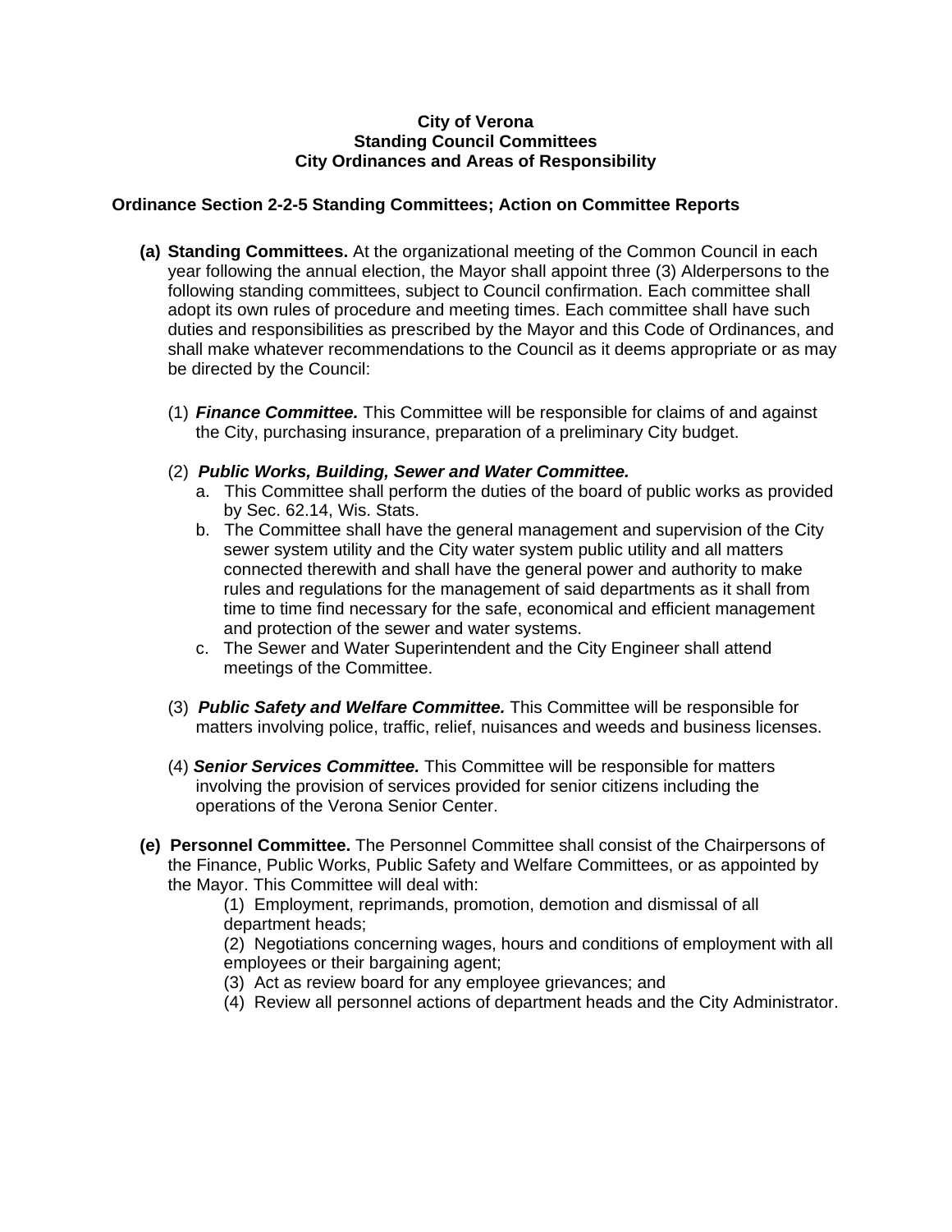**City of Verona**
**Standing Council Committees**
**City Ordinances and Areas of Responsibility**

### Ordinance Section 2-2-5 Standing Committees; Action on Committee Reports

**(a) Standing Committees.** At the organizational meeting of the Common Council in each year following the annual election, the Mayor shall appoint three (3) Alderpersons to the following standing committees, subject to Council confirmation. Each committee shall adopt its own rules of procedure and meeting times. Each committee shall have such duties and responsibilities as prescribed by the Mayor and this Code of Ordinances, and shall make whatever recommendations to the Council as it deems appropriate or as may be directed by the Council:

(1) ***Finance Committee.*** This Committee will be responsible for claims of and against the City, purchasing insurance, preparation of a preliminary City budget.

(2) ***Public Works, Building, Sewer and Water Committee.***

a. This Committee shall perform the duties of the board of public works as provided by Sec. 62.14, Wis. Stats.

b. The Committee shall have the general management and supervision of the City sewer system utility and the City water system public utility and all matters connected therewith and shall have the general power and authority to make rules and regulations for the management of said departments as it shall from time to time find necessary for the safe, economical and efficient management and protection of the sewer and water systems.

c. The Sewer and Water Superintendent and the City Engineer shall attend meetings of the Committee.

(3) ***Public Safety and Welfare Committee.*** This Committee will be responsible for matters involving police, traffic, relief, nuisances and weeds and business licenses.

(4) ***Senior Services Committee.*** This Committee will be responsible for matters involving the provision of services provided for senior citizens including the operations of the Verona Senior Center.

**(e) Personnel Committee.** The Personnel Committee shall consist of the Chairpersons of the Finance, Public Works, Public Safety and Welfare Committees, or as appointed by the Mayor. This Committee will deal with:

(1) Employment, reprimands, promotion, demotion and dismissal of all department heads;

(2) Negotiations concerning wages, hours and conditions of employment with all employees or their bargaining agent;

(3) Act as review board for any employee grievances; and

(4) Review all personnel actions of department heads and the City Administrator.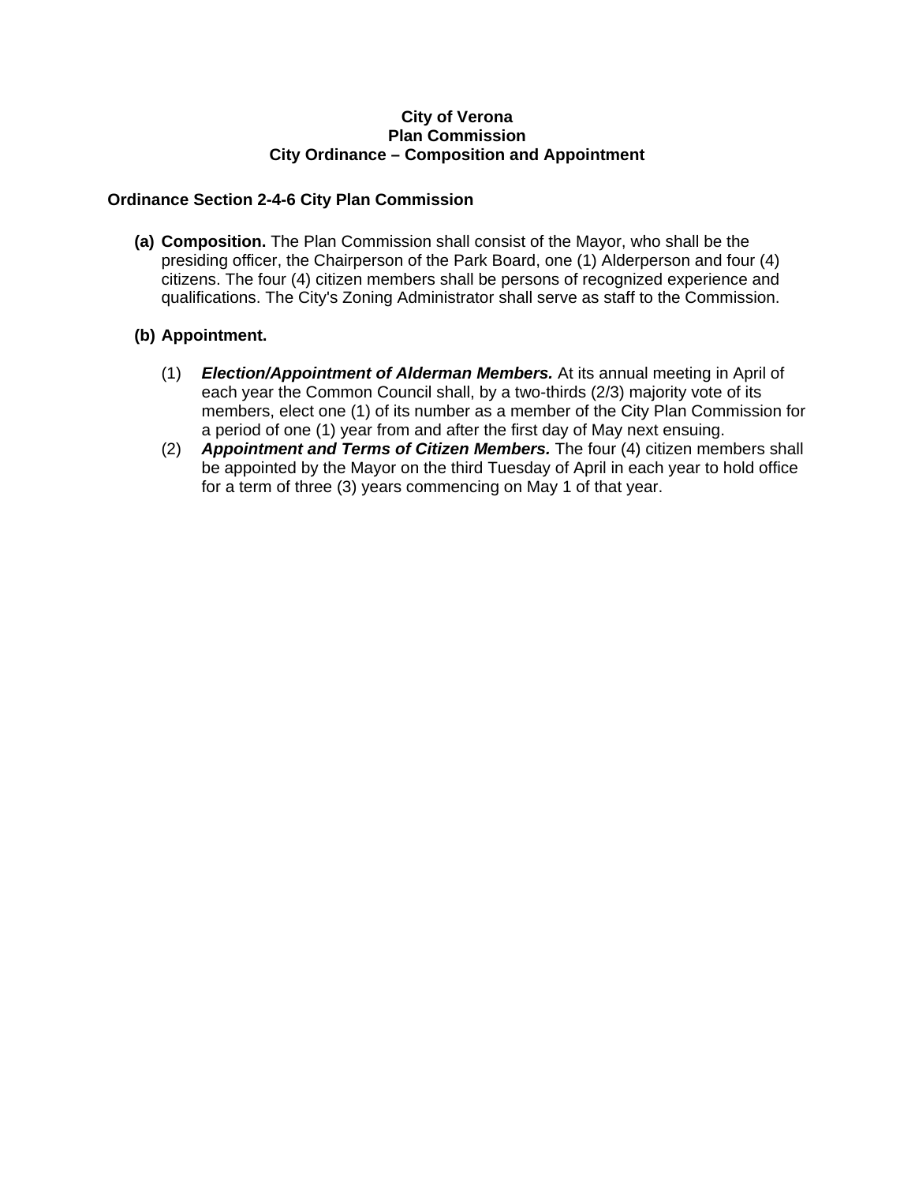# City of Verona
## Plan Commission
## City Ordinance – Composition and Appointment

### Ordinance Section 2-4-6 City Plan Commission

**(a) Composition.** The Plan Commission shall consist of the Mayor, who shall be the presiding officer, the Chairperson of the Park Board, one (1) Alderperson and four (4) citizens. The four (4) citizen members shall be persons of recognized experience and qualifications. The City's Zoning Administrator shall serve as staff to the Commission.

**(b) Appointment.**

(1) ***Election/Appointment of Alderman Members.*** At its annual meeting in April of each year the Common Council shall, by a two-thirds (2/3) majority vote of its members, elect one (1) of its number as a member of the City Plan Commission for a period of one (1) year from and after the first day of May next ensuing.

(2) ***Appointment and Terms of Citizen Members.*** The four (4) citizen members shall be appointed by the Mayor on the third Tuesday of April in each year to hold office for a term of three (3) years commencing on May 1 of that year.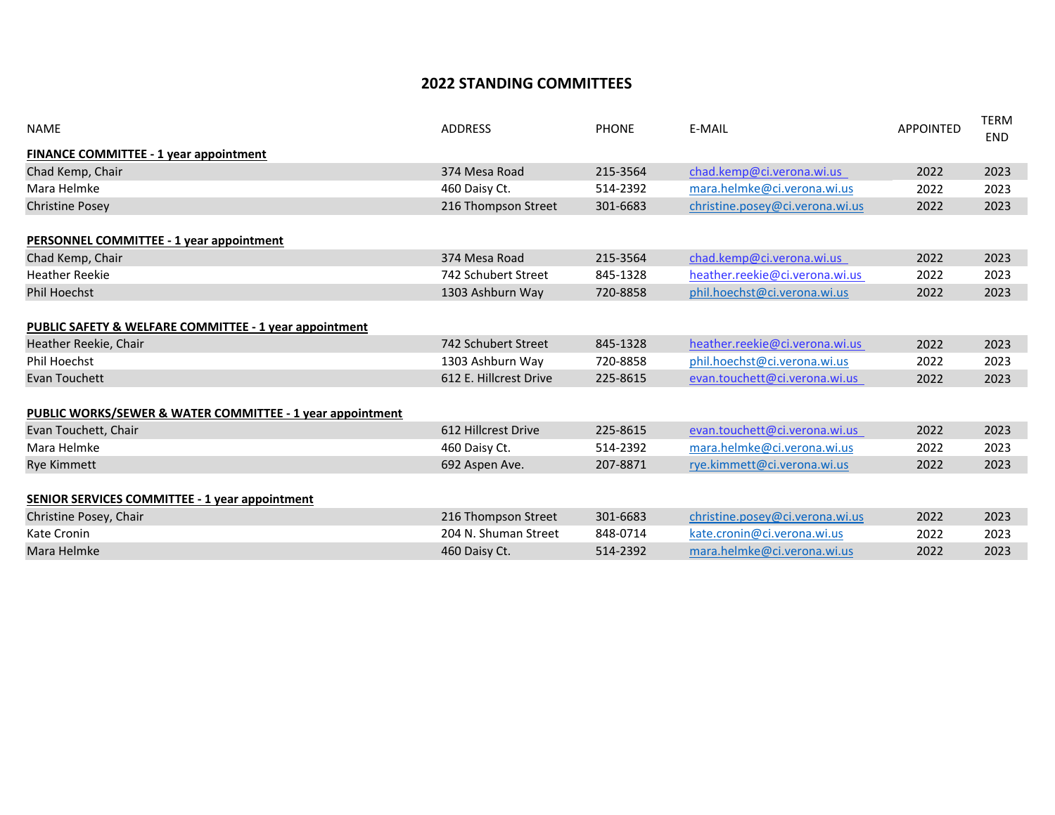# 2022 STANDING COMMITTEES

| NAME | ADDRESS | PHONE | E-MAIL | APPOINTED | TERM END |
|---|---|---|---|---|---|
| **FINANCE COMMITTEE - 1 year appointment** | | | | | |
| Chad Kemp, Chair | 374 Mesa Road | 215-3564 | chad.kemp@ci.verona.wi.us | 2022 | 2023 |
| Mara Helmke | 460 Daisy Ct. | 514-2392 | mara.helmke@ci.verona.wi.us | 2022 | 2023 |
| Christine Posey | 216 Thompson Street | 301-6683 | christine.posey@ci.verona.wi.us | 2022 | 2023 |
| **PERSONNEL COMMITTEE - 1 year appointment** | | | | | |
| Chad Kemp, Chair | 374 Mesa Road | 215-3564 | chad.kemp@ci.verona.wi.us | 2022 | 2023 |
| Heather Reekie | 742 Schubert Street | 845-1328 | heather.reekie@ci.verona.wi.us | 2022 | 2023 |
| Phil Hoechst | 1303 Ashburn Way | 720-8858 | phil.hoechst@ci.verona.wi.us | 2022 | 2023 |
| **PUBLIC SAFETY & WELFARE COMMITTEE - 1 year appointment** | | | | | |
| Heather Reekie, Chair | 742 Schubert Street | 845-1328 | heather.reekie@ci.verona.wi.us | 2022 | 2023 |
| Phil Hoechst | 1303 Ashburn Way | 720-8858 | phil.hoechst@ci.verona.wi.us | 2022 | 2023 |
| Evan Touchett | 612 E. Hillcrest Drive | 225-8615 | evan.touchett@ci.verona.wi.us | 2022 | 2023 |
| **PUBLIC WORKS/SEWER & WATER COMMITTEE - 1 year appointment** | | | | | |
| Evan Touchett, Chair | 612 Hillcrest Drive | 225-8615 | evan.touchett@ci.verona.wi.us | 2022 | 2023 |
| Mara Helmke | 460 Daisy Ct. | 514-2392 | mara.helmke@ci.verona.wi.us | 2022 | 2023 |
| Rye Kimmett | 692 Aspen Ave. | 207-8871 | rye.kimmett@ci.verona.wi.us | 2022 | 2023 |
| **SENIOR SERVICES COMMITTEE - 1 year appointment** | | | | | |
| Christine Posey, Chair | 216 Thompson Street | 301-6683 | christine.posey@ci.verona.wi.us | 2022 | 2023 |
| Kate Cronin | 204 N. Shuman Street | 848-0714 | kate.cronin@ci.verona.wi.us | 2022 | 2023 |
| Mara Helmke | 460 Daisy Ct. | 514-2392 | mara.helmke@ci.verona.wi.us | 2022 | 2023 |